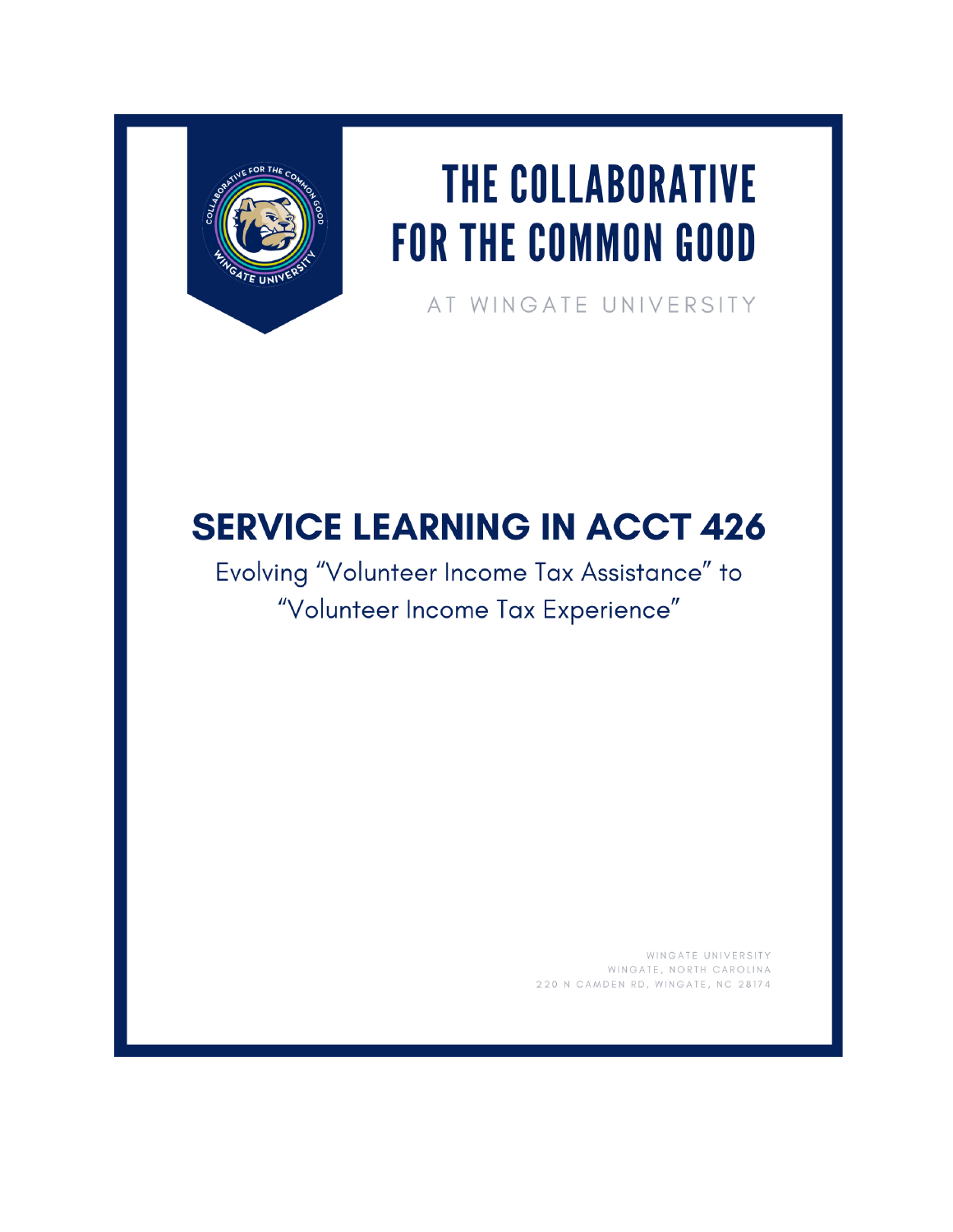# THE COLLABORATIVE FOR THE COMMON GOOD

AT WINGATE UNIVERSITY

## SERVICE LEARNING IN ACCT 426

Evolving "Volunteer Income Tax Assistance" to "Volunteer Income Tax Experience"

WINGATE UNIVERSITY
WINGATE, NORTH CAROLINA
220 N CAMDEN RD, WINGATE, NC 28174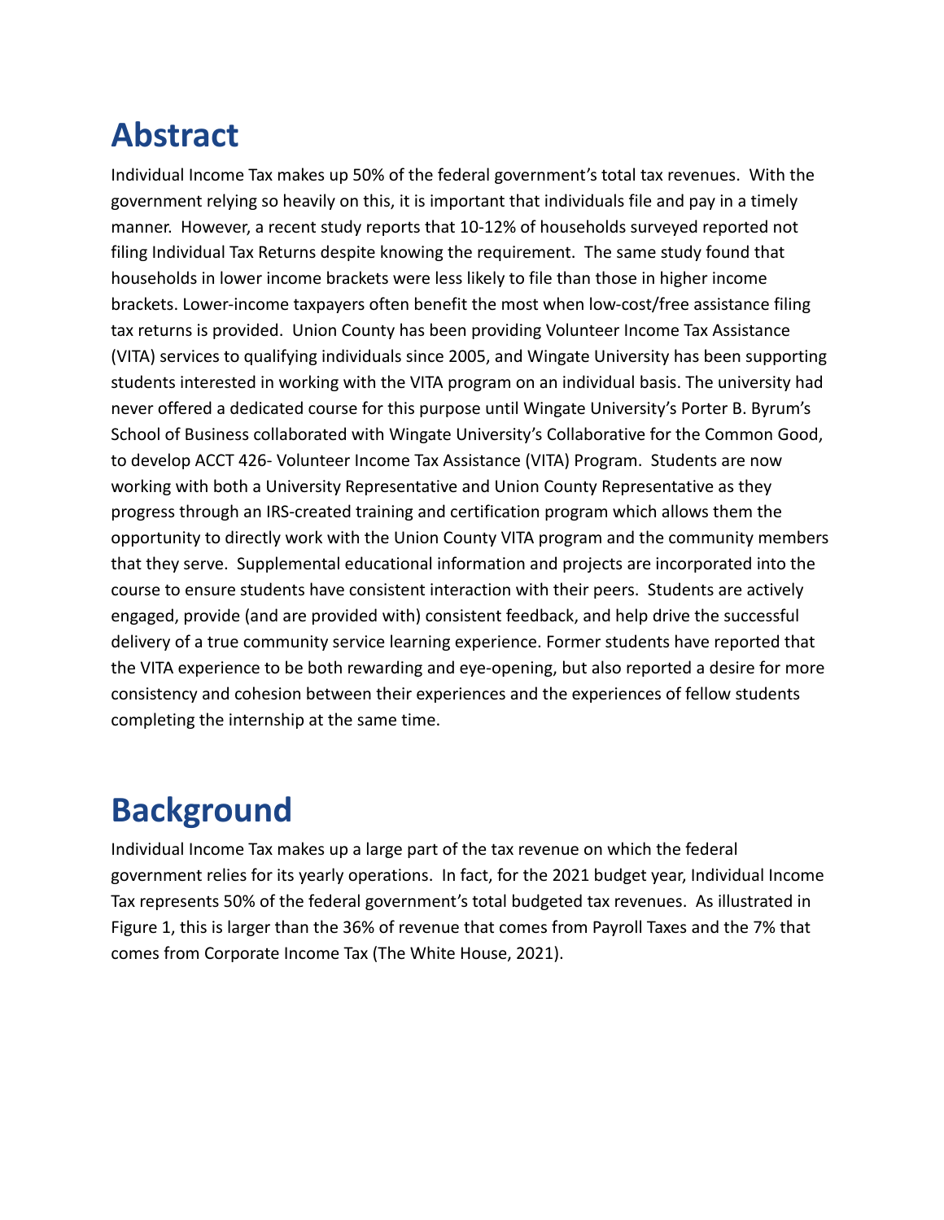# Abstract

Individual Income Tax makes up 50% of the federal government's total tax revenues. With the government relying so heavily on this, it is important that individuals file and pay in a timely manner. However, a recent study reports that 10-12% of households surveyed reported not filing Individual Tax Returns despite knowing the requirement. The same study found that households in lower income brackets were less likely to file than those in higher income brackets. Lower-income taxpayers often benefit the most when low-cost/free assistance filing tax returns is provided. Union County has been providing Volunteer Income Tax Assistance (VITA) services to qualifying individuals since 2005, and Wingate University has been supporting students interested in working with the VITA program on an individual basis. The university had never offered a dedicated course for this purpose until Wingate University's Porter B. Byrum's School of Business collaborated with Wingate University's Collaborative for the Common Good, to develop ACCT 426- Volunteer Income Tax Assistance (VITA) Program. Students are now working with both a University Representative and Union County Representative as they progress through an IRS-created training and certification program which allows them the opportunity to directly work with the Union County VITA program and the community members that they serve. Supplemental educational information and projects are incorporated into the course to ensure students have consistent interaction with their peers. Students are actively engaged, provide (and are provided with) consistent feedback, and help drive the successful delivery of a true community service learning experience. Former students have reported that the VITA experience to be both rewarding and eye-opening, but also reported a desire for more consistency and cohesion between their experiences and the experiences of fellow students completing the internship at the same time.

# Background

Individual Income Tax makes up a large part of the tax revenue on which the federal government relies for its yearly operations. In fact, for the 2021 budget year, Individual Income Tax represents 50% of the federal government's total budgeted tax revenues. As illustrated in Figure 1, this is larger than the 36% of revenue that comes from Payroll Taxes and the 7% that comes from Corporate Income Tax (The White House, 2021).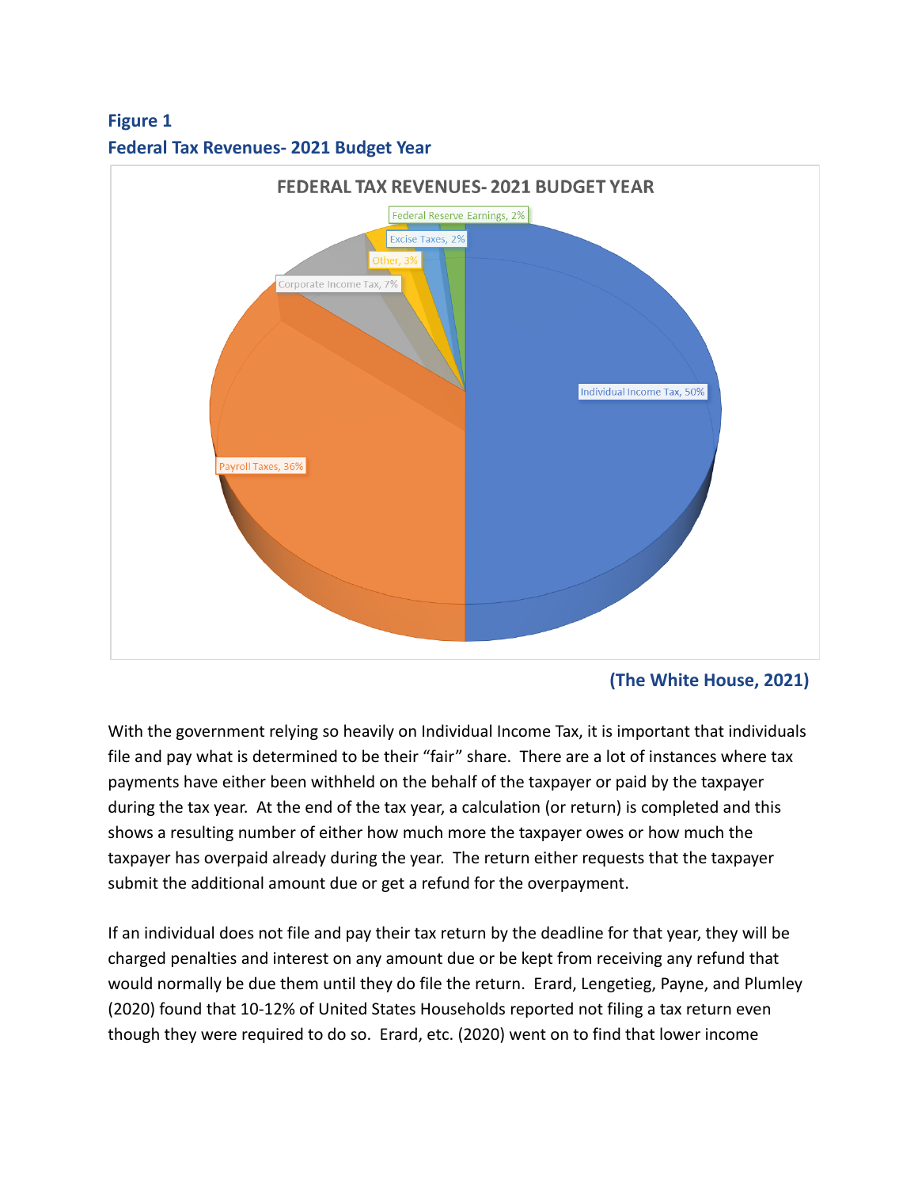**Figure 1**
**Federal Tax Revenues- 2021 Budget Year**

**(The White House, 2021)**

With the government relying so heavily on Individual Income Tax, it is important that individuals file and pay what is determined to be their "fair" share. There are a lot of instances where tax payments have either been withheld on the behalf of the taxpayer or paid by the taxpayer during the tax year. At the end of the tax year, a calculation (or return) is completed and this shows a resulting number of either how much more the taxpayer owes or how much the taxpayer has overpaid already during the year. The return either requests that the taxpayer submit the additional amount due or get a refund for the overpayment.

If an individual does not file and pay their tax return by the deadline for that year, they will be charged penalties and interest on any amount due or be kept from receiving any refund that would normally be due them until they do file the return. Erard, Lengetieg, Payne, and Plumley (2020) found that 10-12% of United States Households reported not filing a tax return even though they were required to do so. Erard, etc. (2020) went on to find that lower income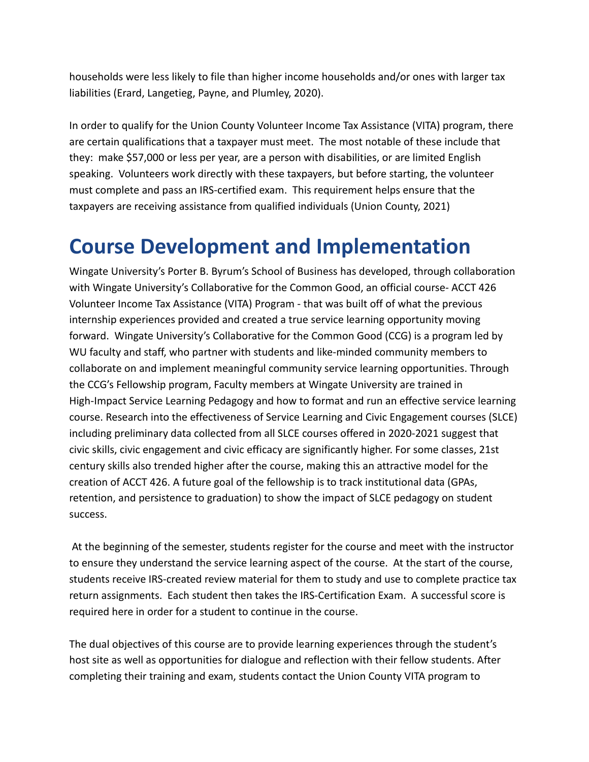households were less likely to file than higher income households and/or ones with larger tax liabilities (Erard, Langetieg, Payne, and Plumley, 2020).

In order to qualify for the Union County Volunteer Income Tax Assistance (VITA) program, there are certain qualifications that a taxpayer must meet. The most notable of these include that they: make $57,000 or less per year, are a person with disabilities, or are limited English speaking. Volunteers work directly with these taxpayers, but before starting, the volunteer must complete and pass an IRS-certified exam. This requirement helps ensure that the taxpayers are receiving assistance from qualified individuals (Union County, 2021)

# Course Development and Implementation

Wingate University's Porter B. Byrum's School of Business has developed, through collaboration with Wingate University's Collaborative for the Common Good, an official course- ACCT 426 Volunteer Income Tax Assistance (VITA) Program - that was built off of what the previous internship experiences provided and created a true service learning opportunity moving forward. Wingate University's Collaborative for the Common Good (CCG) is a program led by WU faculty and staff, who partner with students and like-minded community members to collaborate on and implement meaningful community service learning opportunities. Through the CCG's Fellowship program, Faculty members at Wingate University are trained in High-Impact Service Learning Pedagogy and how to format and run an effective service learning course. Research into the effectiveness of Service Learning and Civic Engagement courses (SLCE) including preliminary data collected from all SLCE courses offered in 2020-2021 suggest that civic skills, civic engagement and civic efficacy are significantly higher. For some classes, 21st century skills also trended higher after the course, making this an attractive model for the creation of ACCT 426. A future goal of the fellowship is to track institutional data (GPAs, retention, and persistence to graduation) to show the impact of SLCE pedagogy on student success.

At the beginning of the semester, students register for the course and meet with the instructor to ensure they understand the service learning aspect of the course. At the start of the course, students receive IRS-created review material for them to study and use to complete practice tax return assignments. Each student then takes the IRS-Certification Exam. A successful score is required here in order for a student to continue in the course.

The dual objectives of this course are to provide learning experiences through the student's host site as well as opportunities for dialogue and reflection with their fellow students. After completing their training and exam, students contact the Union County VITA program to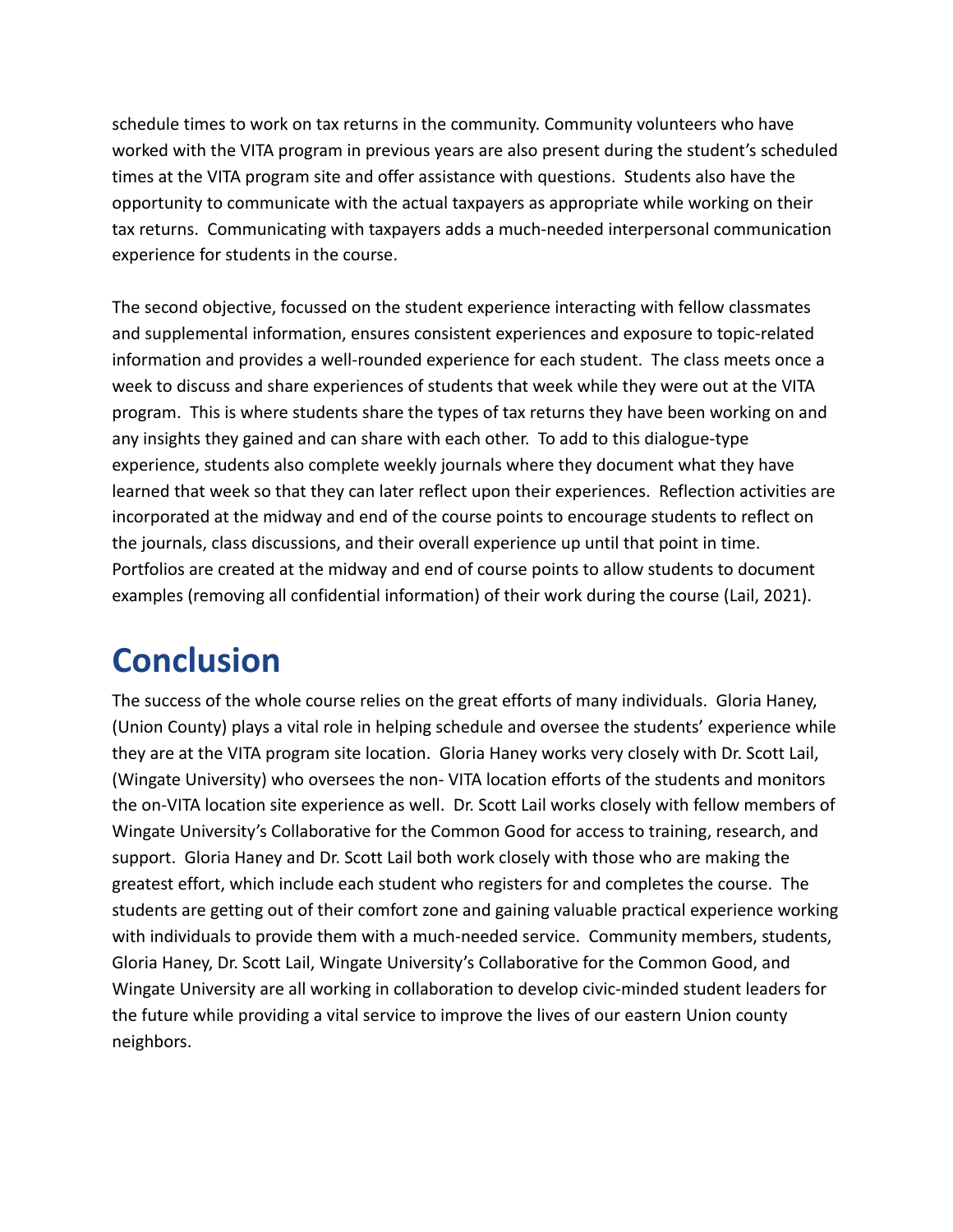schedule times to work on tax returns in the community. Community volunteers who have worked with the VITA program in previous years are also present during the student's scheduled times at the VITA program site and offer assistance with questions. Students also have the opportunity to communicate with the actual taxpayers as appropriate while working on their tax returns. Communicating with taxpayers adds a much-needed interpersonal communication experience for students in the course.

The second objective, focussed on the student experience interacting with fellow classmates and supplemental information, ensures consistent experiences and exposure to topic-related information and provides a well-rounded experience for each student. The class meets once a week to discuss and share experiences of students that week while they were out at the VITA program. This is where students share the types of tax returns they have been working on and any insights they gained and can share with each other. To add to this dialogue-type experience, students also complete weekly journals where they document what they have learned that week so that they can later reflect upon their experiences. Reflection activities are incorporated at the midway and end of the course points to encourage students to reflect on the journals, class discussions, and their overall experience up until that point in time. Portfolios are created at the midway and end of course points to allow students to document examples (removing all confidential information) of their work during the course (Lail, 2021).

# Conclusion

The success of the whole course relies on the great efforts of many individuals. Gloria Haney, (Union County) plays a vital role in helping schedule and oversee the students' experience while they are at the VITA program site location. Gloria Haney works very closely with Dr. Scott Lail, (Wingate University) who oversees the non- VITA location efforts of the students and monitors the on-VITA location site experience as well. Dr. Scott Lail works closely with fellow members of Wingate University's Collaborative for the Common Good for access to training, research, and support. Gloria Haney and Dr. Scott Lail both work closely with those who are making the greatest effort, which include each student who registers for and completes the course. The students are getting out of their comfort zone and gaining valuable practical experience working with individuals to provide them with a much-needed service. Community members, students, Gloria Haney, Dr. Scott Lail, Wingate University's Collaborative for the Common Good, and Wingate University are all working in collaboration to develop civic-minded student leaders for the future while providing a vital service to improve the lives of our eastern Union county neighbors.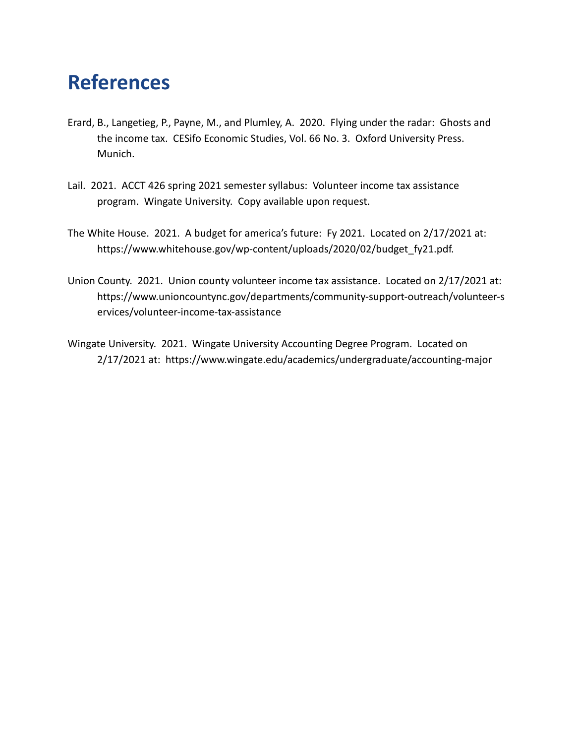# References

Erard, B., Langetieg, P., Payne, M., and Plumley, A. 2020. Flying under the radar: Ghosts and the income tax. CESifo Economic Studies, Vol. 66 No. 3. Oxford University Press. Munich.

Lail. 2021. ACCT 426 spring 2021 semester syllabus: Volunteer income tax assistance program. Wingate University. Copy available upon request.

The White House. 2021. A budget for america's future: Fy 2021. Located on 2/17/2021 at: https://www.whitehouse.gov/wp-content/uploads/2020/02/budget_fy21.pdf.

Union County. 2021. Union county volunteer income tax assistance. Located on 2/17/2021 at: https://www.unioncountync.gov/departments/community-support-outreach/volunteer-services/volunteer-income-tax-assistance

Wingate University. 2021. Wingate University Accounting Degree Program. Located on 2/17/2021 at: https://www.wingate.edu/academics/undergraduate/accounting-major